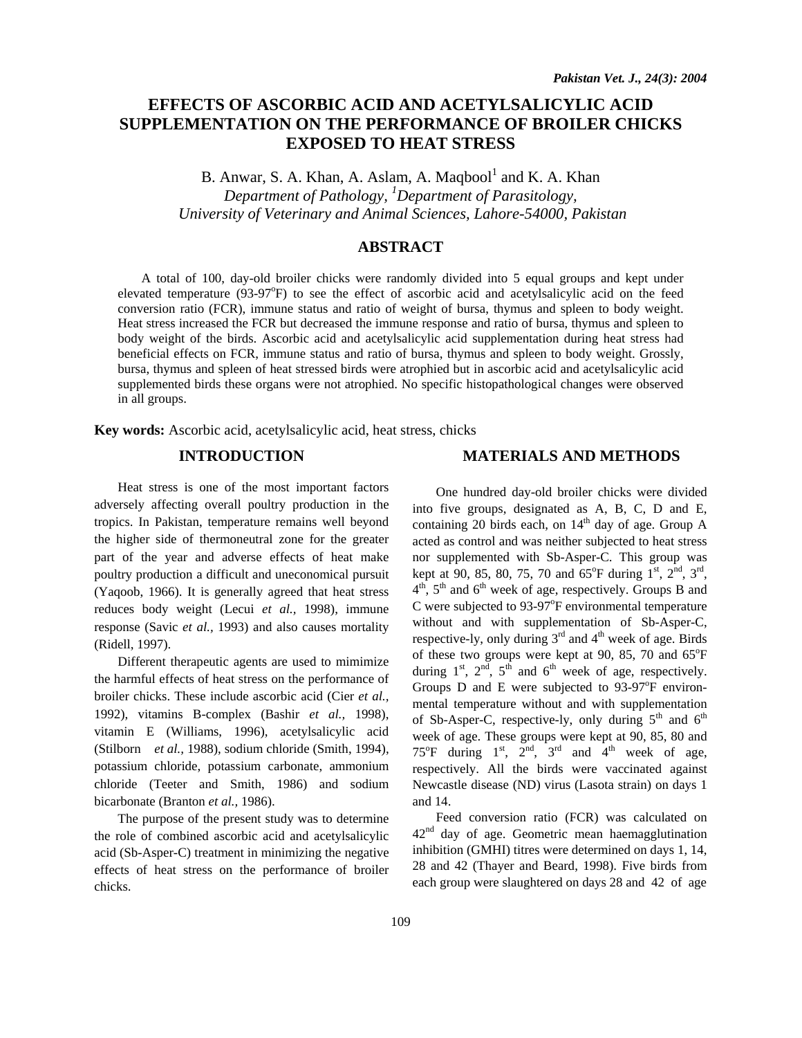# EFFECTS OF ASCORBIC ACID AND ACETYLSALICYLIC ACID SUPPLEMENTATION ON THE PERFORMANCE OF BROILER CHICKS EXPOSED TO HEAT STRESS

B. Anwar, S. A. Khan, A. Aslam, A. Maqbool[1] and K. A. Khan

*Department of Pathology, [1]Department of Parasitology, University of Veterinary and Animal Sciences, Lahore-54000, Pakistan*

## ABSTRACT

A total of 100, day-old broiler chicks were randomly divided into 5 equal groups and kept under elevated temperature (93-97°F) to see the effect of ascorbic acid and acetylsalicylic acid on the feed conversion ratio (FCR), immune status and ratio of weight of bursa, thymus and spleen to body weight. Heat stress increased the FCR but decreased the immune response and ratio of bursa, thymus and spleen to body weight of the birds. Ascorbic acid and acetylsalicylic acid supplementation during heat stress had beneficial effects on FCR, immune status and ratio of bursa, thymus and spleen to body weight. Grossly, bursa, thymus and spleen of heat stressed birds were atrophied but in ascorbic acid and acetylsalicylic acid supplemented birds these organs were not atrophied. No specific histopathological changes were observed in all groups.

**Key words:** Ascorbic acid, acetylsalicylic acid, heat stress, chicks

## INTRODUCTION

Heat stress is one of the most important factors adversely affecting overall poultry production in the tropics. In Pakistan, temperature remains well beyond the higher side of thermoneutral zone for the greater part of the year and adverse effects of heat make poultry production a difficult and uneconomical pursuit (Yaqoob, 1966). It is generally agreed that heat stress reduces body weight (Lecui *et al.,* 1998), immune response (Savic *et al.,* 1993) and also causes mortality (Ridell, 1997).

Different therapeutic agents are used to mimimize the harmful effects of heat stress on the performance of broiler chicks. These include ascorbic acid (Cier *et al.,* 1992), vitamins B-complex (Bashir *et al.,* 1998), vitamin E (Williams, 1996), acetylsalicylic acid (Stilborn *et al.,* 1988), sodium chloride (Smith, 1994), potassium chloride, potassium carbonate, ammonium chloride (Teeter and Smith, 1986) and sodium bicarbonate (Branton *et al.,* 1986).

The purpose of the present study was to determine the role of combined ascorbic acid and acetylsalicylic acid (Sb-Asper-C) treatment in minimizing the negative effects of heat stress on the performance of broiler chicks.

## MATERIALS AND METHODS

One hundred day-old broiler chicks were divided into five groups, designated as A, B, C, D and E, containing 20 birds each, on 14th day of age. Group A acted as control and was neither subjected to heat stress nor supplemented with Sb-Asper-C. This group was kept at 90, 85, 80, 75, 70 and 65°F during 1st, 2nd, 3rd, 4th, 5th and 6th week of age, respectively. Groups B and C were subjected to 93-97°F environmental temperature without and with supplementation of Sb-Asper-C, respective-ly, only during 3rd and 4th week of age. Birds of these two groups were kept at 90, 85, 70 and 65°F during 1st, 2nd, 5th and 6th week of age, respectively. Groups D and E were subjected to 93-97°F environ-mental temperature without and with supplementation of Sb-Asper-C, respective-ly, only during 5th and 6th week of age. These groups were kept at 90, 85, 80 and 75°F during 1st, 2nd, 3rd and 4th week of age, respectively. All the birds were vaccinated against Newcastle disease (ND) virus (Lasota strain) on days 1 and 14.

Feed conversion ratio (FCR) was calculated on 42nd day of age. Geometric mean haemagglutination inhibition (GMHI) titres were determined on days 1, 14, 28 and 42 (Thayer and Beard, 1998). Five birds from each group were slaughtered on days 28 and 42 of age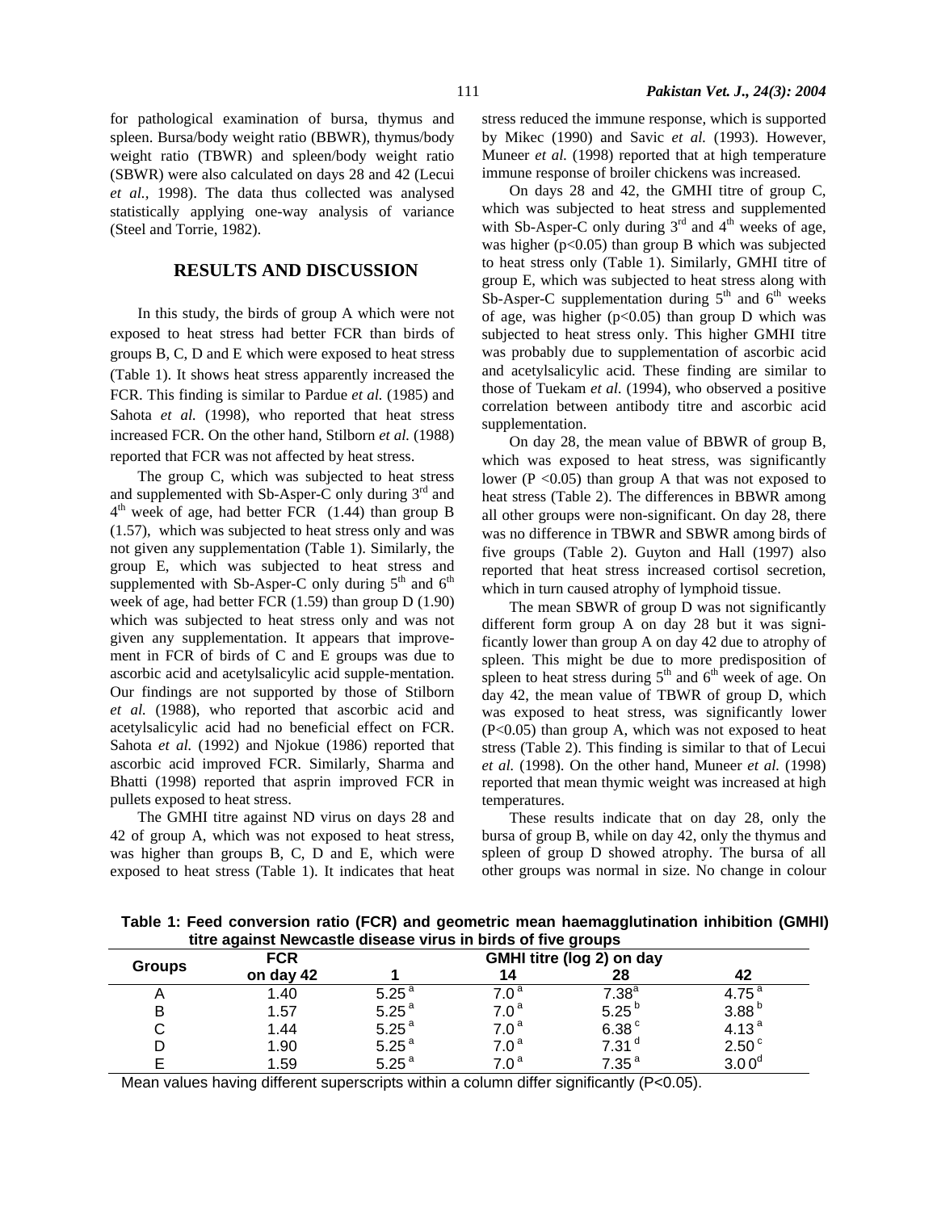for pathological examination of bursa, thymus and spleen. Bursa/body weight ratio (BBWR), thymus/body weight ratio (TBWR) and spleen/body weight ratio (SBWR) were also calculated on days 28 and 42 (Lecui *et al.*, 1998). The data thus collected was analysed statistically applying one-way analysis of variance (Steel and Torrie, 1982).

## RESULTS AND DISCUSSION

In this study, the birds of group A which were not exposed to heat stress had better FCR than birds of groups B, C, D and E which were exposed to heat stress (Table 1). It shows heat stress apparently increased the FCR. This finding is similar to Pardue *et al.* (1985) and Sahota *et al.* (1998), who reported that heat stress increased FCR. On the other hand, Stilborn *et al.* (1988) reported that FCR was not affected by heat stress.

The group C, which was subjected to heat stress and supplemented with Sb-Asper-C only during 3rd and 4th week of age, had better FCR (1.44) than group B (1.57), which was subjected to heat stress only and was not given any supplementation (Table 1). Similarly, the group E, which was subjected to heat stress and supplemented with Sb-Asper-C only during 5th and 6th week of age, had better FCR (1.59) than group D (1.90) which was subjected to heat stress only and was not given any supplementation. It appears that improvement in FCR of birds of C and E groups was due to ascorbic acid and acetylsalicylic acid supple-mentation. Our findings are not supported by those of Stilborn *et al.* (1988), who reported that ascorbic acid and acetylsalicylic acid had no beneficial effect on FCR. Sahota *et al.* (1992) and Njokue (1986) reported that ascorbic acid improved FCR. Similarly, Sharma and Bhatti (1998) reported that asprin improved FCR in pullets exposed to heat stress.

The GMHI titre against ND virus on days 28 and 42 of group A, which was not exposed to heat stress, was higher than groups B, C, D and E, which were exposed to heat stress (Table 1). It indicates that heat stress reduced the immune response, which is supported by Mikec (1990) and Savic *et al.* (1993). However, Muneer *et al.* (1998) reported that at high temperature immune response of broiler chickens was increased.

On days 28 and 42, the GMHI titre of group C, which was subjected to heat stress and supplemented with Sb-Asper-C only during 3rd and 4th weeks of age, was higher ($p<0.05$) than group B which was subjected to heat stress only (Table 1). Similarly, GMHI titre of group E, which was subjected to heat stress along with Sb-Asper-C supplementation during 5th and 6th weeks of age, was higher ($p<0.05$) than group D which was subjected to heat stress only. This higher GMHI titre was probably due to supplementation of ascorbic acid and acetylsalicylic acid. These finding are similar to those of Tuekam *et al.* (1994), who observed a positive correlation between antibody titre and ascorbic acid supplementation.

On day 28, the mean value of BBWR of group B, which was exposed to heat stress, was significantly lower ($P<0.05$) than group A that was not exposed to heat stress (Table 2). The differences in BBWR among all other groups were non-significant. On day 28, there was no difference in TBWR and SBWR among birds of five groups (Table 2). Guyton and Hall (1997) also reported that heat stress increased cortisol secretion, which in turn caused atrophy of lymphoid tissue.

The mean SBWR of group D was not significantly different form group A on day 28 but it was significantly lower than group A on day 42 due to atrophy of spleen. This might be due to more predisposition of spleen to heat stress during 5th and 6th week of age. On day 42, the mean value of TBWR of group D, which was exposed to heat stress, was significantly lower ($P<0.05$) than group A, which was not exposed to heat stress (Table 2). This finding is similar to that of Lecui *et al.* (1998). On the other hand, Muneer *et al.* (1998) reported that mean thymic weight was increased at high temperatures.

These results indicate that on day 28, only the bursa of group B, while on day 42, only the thymus and spleen of group D showed atrophy. The bursa of all other groups was normal in size. No change in colour

**Table 1: Feed conversion ratio (FCR) and geometric mean haemagglutination inhibition (GMHI) titre against Newcastle disease virus in birds of five groups**

| Groups | FCR on day 42 | GMHI titre (log 2) on day | | | |
|---|---|---|---|---|---|
| | | 1 | 14 | 28 | 42 |
| A | 1.40 | $5.25^{a}$ | $7.0^{a}$ | $7.38^{a}$ | $4.75^{a}$ |
| B | 1.57 | $5.25^{a}$ | $7.0^{a}$ | $5.25^{b}$ | $3.88^{b}$ |
| C | 1.44 | $5.25^{a}$ | $7.0^{a}$ | $6.38^{c}$ | $4.13^{a}$ |
| D | 1.90 | $5.25^{a}$ | $7.0^{a}$ | $7.31^{d}$ | $2.50^{c}$ |
| E | 1.59 | $5.25^{a}$ | $7.0^{a}$ | $7.35^{a}$ | $3.00^{d}$ |

Mean values having different superscripts within a column differ significantly ($P<0.05$).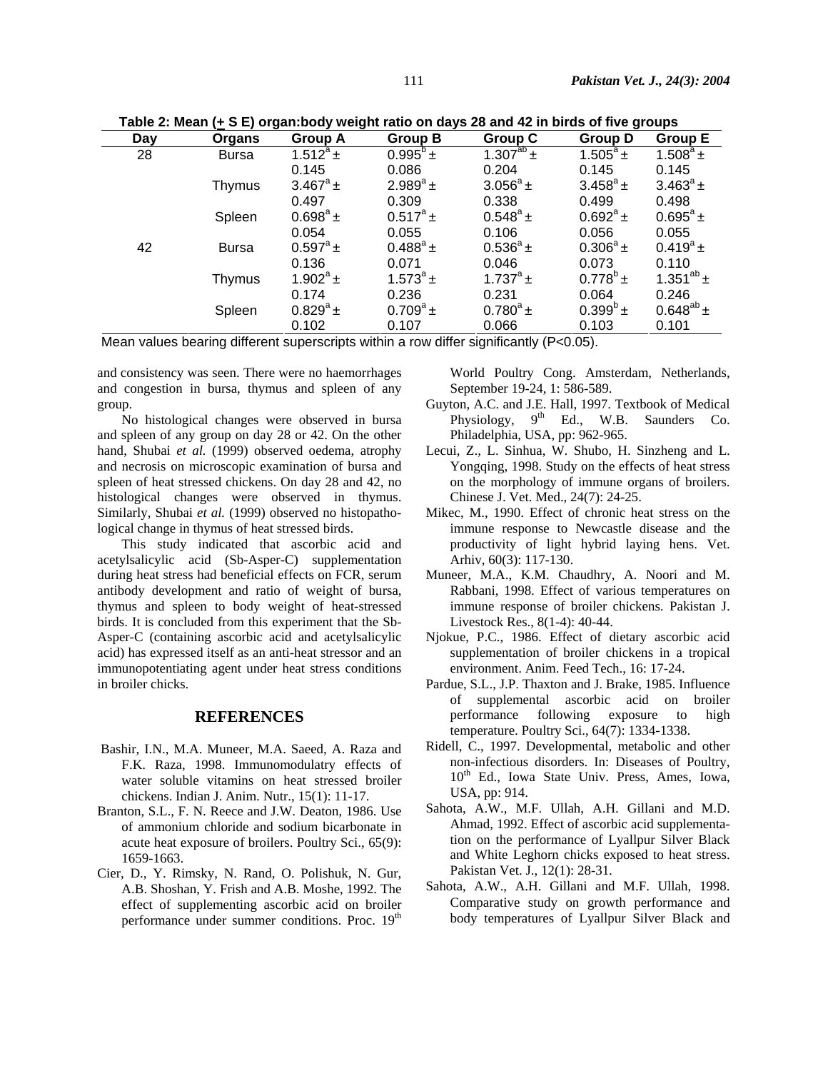**Table 2: Mean (+ S E) organ:body weight ratio on days 28 and 42 in birds of five groups**

| Day | Organs | Group A | Group B | Group C | Group D | Group E |
|---|---|---|---|---|---|---|
| 28 | Bursa | $1.512^{a}$ ± 0.145 | $0.995^{b}$ ± 0.086 | $1.307^{ab}$ ± 0.204 | $1.505^{a}$ ± 0.145 | $1.508^{a}$ ± 0.145 |
| | Thymus | $3.467^{a}$ ± 0.497 | $2.989^{a}$ ± 0.309 | $3.056^{a}$ ± 0.338 | $3.458^{a}$ ± 0.499 | $3.463^{a}$ ± 0.498 |
| | Spleen | $0.698^{a}$ ± 0.054 | $0.517^{a}$ ± 0.055 | $0.548^{a}$ ± 0.106 | $0.692^{a}$ ± 0.056 | $0.695^{a}$ ± 0.055 |
| 42 | Bursa | $0.597^{a}$ ± 0.136 | $0.488^{a}$ ± 0.071 | $0.536^{a}$ ± 0.046 | $0.306^{a}$ ± 0.073 | $0.419^{a}$ ± 0.110 |
| | Thymus | $1.902^{a}$ ± 0.174 | $1.573^{a}$ ± 0.236 | $1.737^{a}$ ± 0.231 | $0.778^{b}$ ± 0.064 | $1.351^{ab}$ ± 0.246 |
| | Spleen | $0.829^{a}$ ± 0.102 | $0.709^{a}$ ± 0.107 | $0.780^{a}$ ± 0.066 | $0.399^{b}$ ± 0.103 | $0.648^{ab}$ ± 0.101 |

Mean values bearing different superscripts within a row differ significantly ($P<0.05$).

and consistency was seen. There were no haemorrhages and congestion in bursa, thymus and spleen of any group.

No histological changes were observed in bursa and spleen of any group on day 28 or 42. On the other hand, Shubai *et al.* (1999) observed oedema, atrophy and necrosis on microscopic examination of bursa and spleen of heat stressed chickens. On day 28 and 42, no histological changes were observed in thymus. Similarly, Shubai *et al.* (1999) observed no histopathological change in thymus of heat stressed birds.

This study indicated that ascorbic acid and acetylsalicylic acid (Sb-Asper-C) supplementation during heat stress had beneficial effects on FCR, serum antibody development and ratio of weight of bursa, thymus and spleen to body weight of heat-stressed birds. It is concluded from this experiment that the Sb-Asper-C (containing ascorbic acid and acetylsalicylic acid) has expressed itself as an anti-heat stressor and an immunopotentiating agent under heat stress conditions in broiler chicks.

## REFERENCES

Bashir, I.N., M.A. Muneer, M.A. Saeed, A. Raza and F.K. Raza, 1998. Immunomodulatry effects of water soluble vitamins on heat stressed broiler chickens. Indian J. Anim. Nutr., 15(1): 11-17.

Branton, S.L., F. N. Reece and J.W. Deaton, 1986. Use of ammonium chloride and sodium bicarbonate in acute heat exposure of broilers. Poultry Sci., 65(9): 1659-1663.

Cier, D., Y. Rimsky, N. Rand, O. Polishuk, N. Gur, A.B. Shoshan, Y. Frish and A.B. Moshe, 1992. The effect of supplementing ascorbic acid on broiler performance under summer conditions. Proc. 19th World Poultry Cong. Amsterdam, Netherlands, September 19-24, 1: 586-589.

Guyton, A.C. and J.E. Hall, 1997. Textbook of Medical Physiology, 9th Ed., W.B. Saunders Co. Philadelphia, USA, pp: 962-965.

Lecui, Z., L. Sinhua, W. Shubo, H. Sinzheng and L. Yongqing, 1998. Study on the effects of heat stress on the morphology of immune organs of broilers. Chinese J. Vet. Med., 24(7): 24-25.

Mikec, M., 1990. Effect of chronic heat stress on the immune response to Newcastle disease and the productivity of light hybrid laying hens. Vet. Arhiv, 60(3): 117-130.

Muneer, M.A., K.M. Chaudhry, A. Noori and M. Rabbani, 1998. Effect of various temperatures on immune response of broiler chickens. Pakistan J. Livestock Res., 8(1-4): 40-44.

Njokue, P.C., 1986. Effect of dietary ascorbic acid supplementation of broiler chickens in a tropical environment. Anim. Feed Tech., 16: 17-24.

Pardue, S.L., J.P. Thaxton and J. Brake, 1985. Influence of supplemental ascorbic acid on broiler performance following exposure to high temperature. Poultry Sci., 64(7): 1334-1338.

Ridell, C., 1997. Developmental, metabolic and other non-infectious disorders. In: Diseases of Poultry, 10th Ed., Iowa State Univ. Press, Ames, Iowa, USA, pp: 914.

Sahota, A.W., M.F. Ullah, A.H. Gillani and M.D. Ahmad, 1992. Effect of ascorbic acid supplementation on the performance of Lyallpur Silver Black and White Leghorn chicks exposed to heat stress. Pakistan Vet. J., 12(1): 28-31.

Sahota, A.W., A.H. Gillani and M.F. Ullah, 1998. Comparative study on growth performance and body temperatures of Lyallpur Silver Black and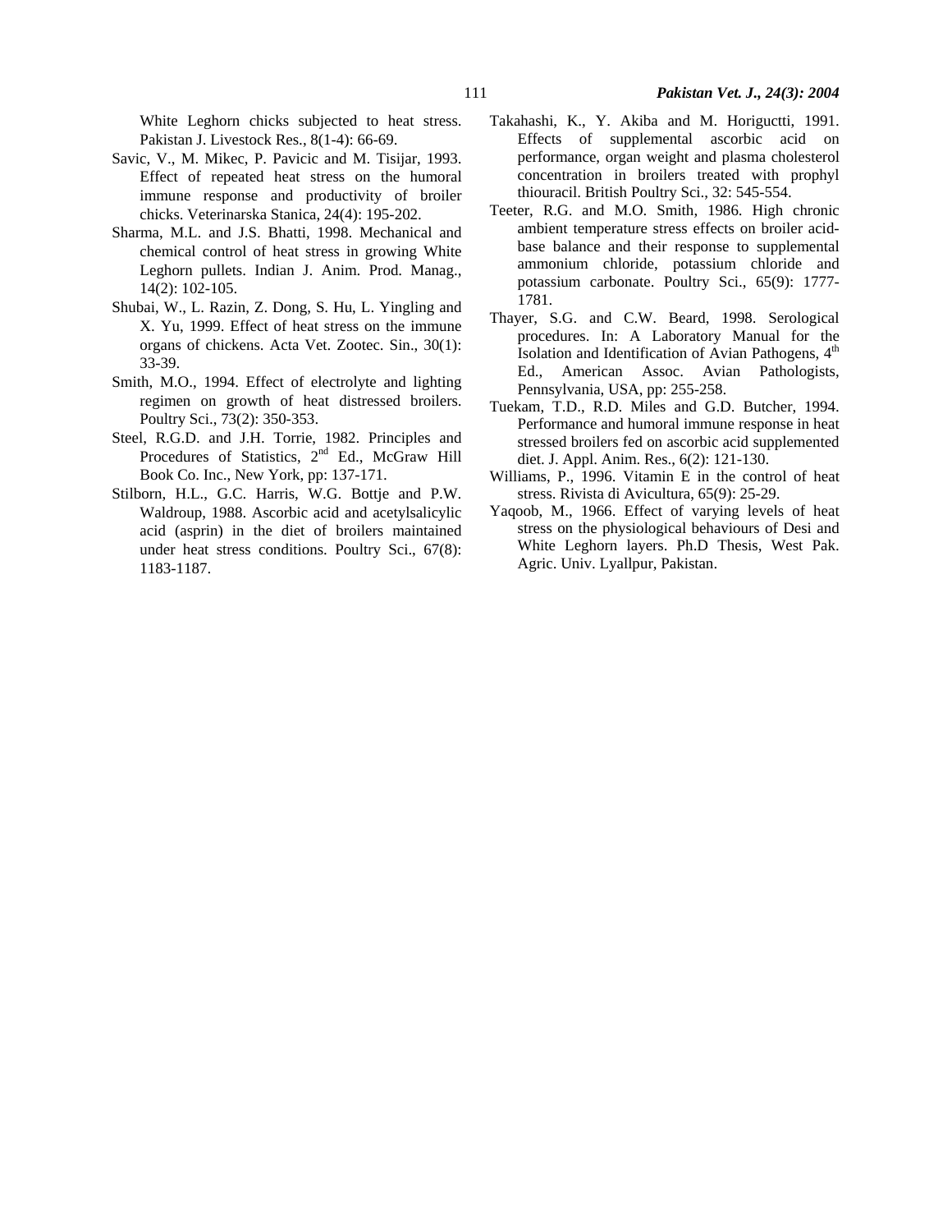White Leghorn chicks subjected to heat stress. Pakistan J. Livestock Res., 8(1-4): 66-69.

Savic, V., M. Mikec, P. Pavicic and M. Tisijar, 1993. Effect of repeated heat stress on the humoral immune response and productivity of broiler chicks. Veterinarska Stanica, 24(4): 195-202.

Sharma, M.L. and J.S. Bhatti, 1998. Mechanical and chemical control of heat stress in growing White Leghorn pullets. Indian J. Anim. Prod. Manag., 14(2): 102-105.

Shubai, W., L. Razin, Z. Dong, S. Hu, L. Yingling and X. Yu, 1999. Effect of heat stress on the immune organs of chickens. Acta Vet. Zootec. Sin., 30(1): 33-39.

Smith, M.O., 1994. Effect of electrolyte and lighting regimen on growth of heat distressed broilers. Poultry Sci., 73(2): 350-353.

Steel, R.G.D. and J.H. Torrie, 1982. Principles and Procedures of Statistics, 2nd Ed., McGraw Hill Book Co. Inc., New York, pp: 137-171.

Stilborn, H.L., G.C. Harris, W.G. Bottje and P.W. Waldroup, 1988. Ascorbic acid and acetylsalicylic acid (asprin) in the diet of broilers maintained under heat stress conditions. Poultry Sci., 67(8): 1183-1187.

Takahashi, K., Y. Akiba and M. Horiguctti, 1991. Effects of supplemental ascorbic acid on performance, organ weight and plasma cholesterol concentration in broilers treated with prophyl thiouracil. British Poultry Sci., 32: 545-554.

Teeter, R.G. and M.O. Smith, 1986. High chronic ambient temperature stress effects on broiler acid-base balance and their response to supplemental ammonium chloride, potassium chloride and potassium carbonate. Poultry Sci., 65(9): 1777-1781.

Thayer, S.G. and C.W. Beard, 1998. Serological procedures. In: A Laboratory Manual for the Isolation and Identification of Avian Pathogens, 4th Ed., American Assoc. Avian Pathologists, Pennsylvania, USA, pp: 255-258.

Tuekam, T.D., R.D. Miles and G.D. Butcher, 1994. Performance and humoral immune response in heat stressed broilers fed on ascorbic acid supplemented diet. J. Appl. Anim. Res., 6(2): 121-130.

Williams, P., 1996. Vitamin E in the control of heat stress. Rivista di Avicultura, 65(9): 25-29.

Yaqoob, M., 1966. Effect of varying levels of heat stress on the physiological behaviours of Desi and White Leghorn layers. Ph.D Thesis, West Pak. Agric. Univ. Lyallpur, Pakistan.